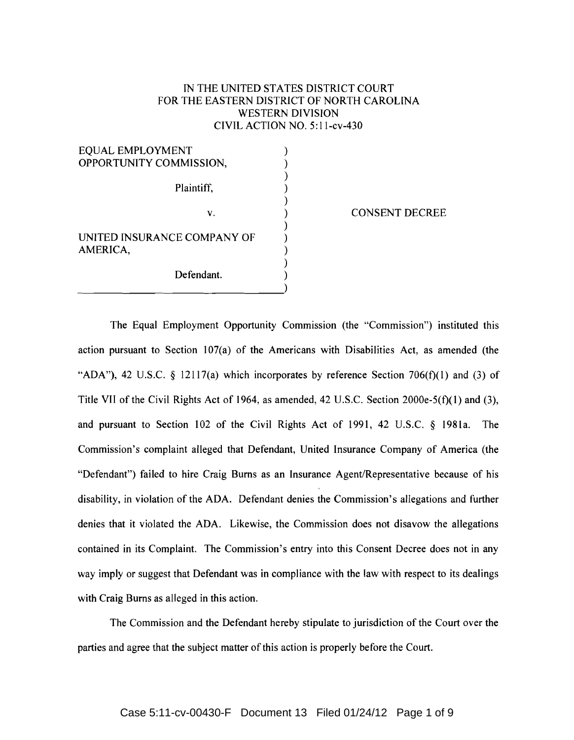IN THE UNITED STATES DISTRICT COURT
FOR THE EASTERN DISTRICT OF NORTH CAROLINA
WESTERN DIVISION
CIVIL ACTION NO. 5:11-cv-430

| | |
|---|---|
| EQUAL EMPLOYMENT OPPORTUNITY COMMISSION, Plaintiff, | |
| v. | CONSENT DECREE |
| UNITED INSURANCE COMPANY OF AMERICA, Defendant. | |

The Equal Employment Opportunity Commission (the "Commission") instituted this action pursuant to Section 107(a) of the Americans with Disabilities Act, as amended (the "ADA"), 42 U.S.C. § 12117(a) which incorporates by reference Section 706(f)(1) and (3) of Title VII of the Civil Rights Act of 1964, as amended, 42 U.S.C. Section 2000e-5(f)(1) and (3), and pursuant to Section 102 of the Civil Rights Act of 1991, 42 U.S.C. § 1981a. The Commission's complaint alleged that Defendant, United Insurance Company of America (the "Defendant") failed to hire Craig Burns as an Insurance Agent/Representative because of his disability, in violation of the ADA. Defendant denies the Commission's allegations and further denies that it violated the ADA. Likewise, the Commission does not disavow the allegations contained in its Complaint. The Commission's entry into this Consent Decree does not in any way imply or suggest that Defendant was in compliance with the law with respect to its dealings with Craig Burns as alleged in this action.

The Commission and the Defendant hereby stipulate to jurisdiction of the Court over the parties and agree that the subject matter of this action is properly before the Court.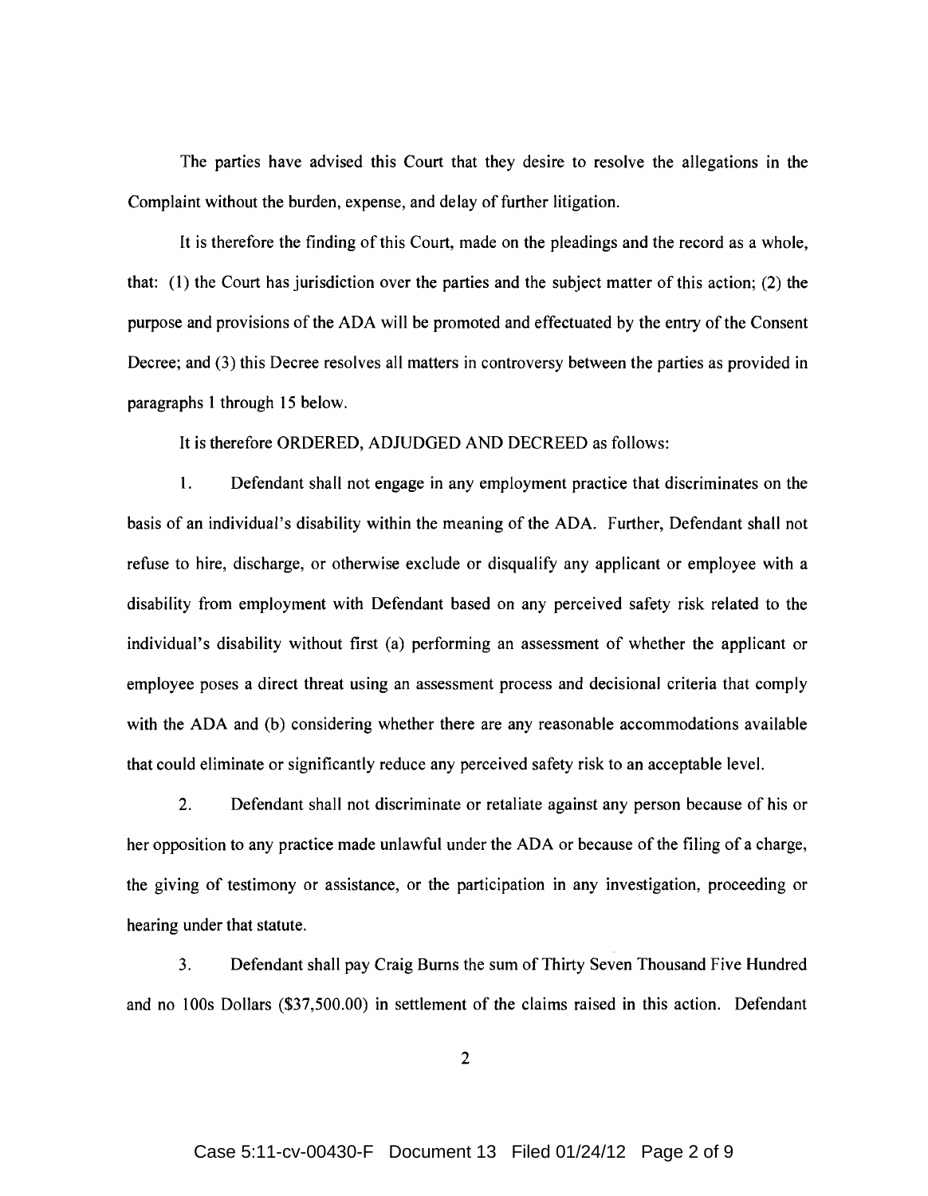The parties have advised this Court that they desire to resolve the allegations in the Complaint without the burden, expense, and delay of further litigation.

It is therefore the finding of this Court, made on the pleadings and the record as a whole, that: (1) the Court has jurisdiction over the parties and the subject matter of this action; (2) the purpose and provisions of the ADA will be promoted and effectuated by the entry of the Consent Decree; and (3) this Decree resolves all matters in controversy between the parties as provided in paragraphs 1 through 15 below.

It is therefore ORDERED, ADJUDGED AND DECREED as follows:

1. Defendant shall not engage in any employment practice that discriminates on the basis of an individual's disability within the meaning of the ADA. Further, Defendant shall not refuse to hire, discharge, or otherwise exclude or disqualify any applicant or employee with a disability from employment with Defendant based on any perceived safety risk related to the individual's disability without first (a) performing an assessment of whether the applicant or employee poses a direct threat using an assessment process and decisional criteria that comply with the ADA and (b) considering whether there are any reasonable accommodations available that could eliminate or significantly reduce any perceived safety risk to an acceptable level.

2. Defendant shall not discriminate or retaliate against any person because of his or her opposition to any practice made unlawful under the ADA or because of the filing of a charge, the giving of testimony or assistance, or the participation in any investigation, proceeding or hearing under that statute.

3. Defendant shall pay Craig Burns the sum of Thirty Seven Thousand Five Hundred and no 100s Dollars ($37,500.00) in settlement of the claims raised in this action. Defendant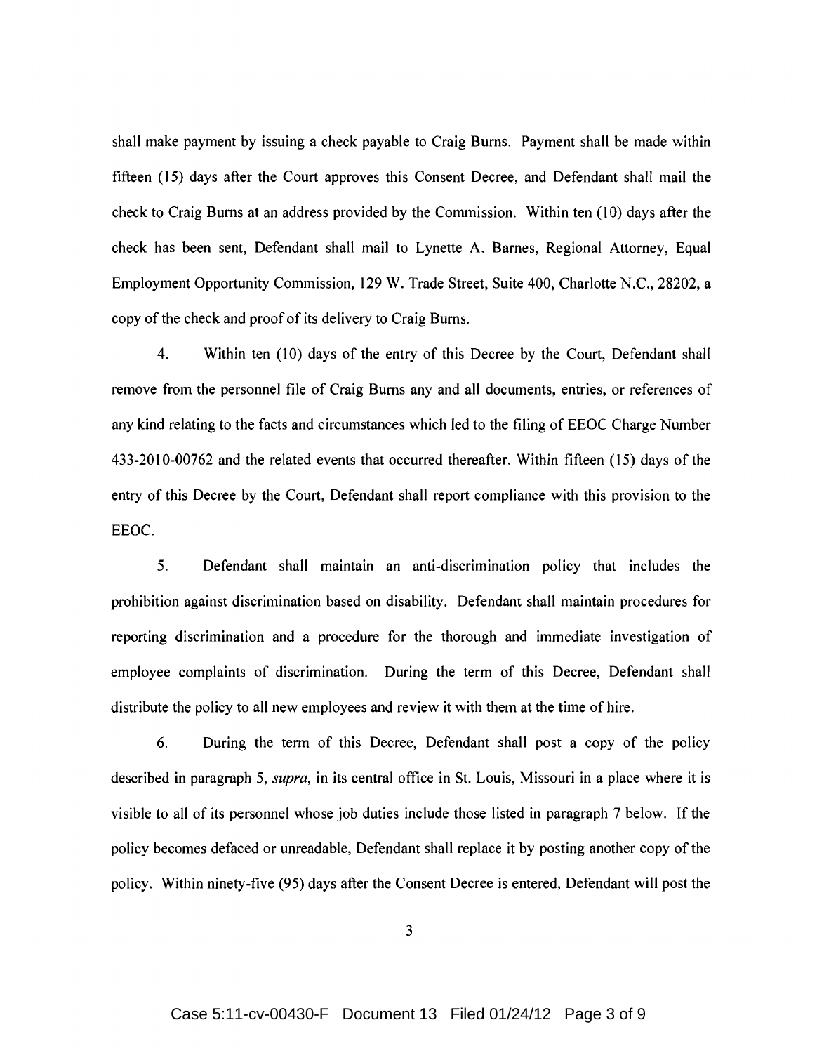shall make payment by issuing a check payable to Craig Burns. Payment shall be made within fifteen (15) days after the Court approves this Consent Decree, and Defendant shall mail the check to Craig Burns at an address provided by the Commission. Within ten (10) days after the check has been sent, Defendant shall mail to Lynette A. Barnes, Regional Attorney, Equal Employment Opportunity Commission, 129 W. Trade Street, Suite 400, Charlotte N.C., 28202, a copy of the check and proof of its delivery to Craig Burns.

4. Within ten (10) days of the entry of this Decree by the Court, Defendant shall remove from the personnel file of Craig Burns any and all documents, entries, or references of any kind relating to the facts and circumstances which led to the filing of EEOC Charge Number 433-2010-00762 and the related events that occurred thereafter. Within fifteen (15) days of the entry of this Decree by the Court, Defendant shall report compliance with this provision to the EEOC.

5. Defendant shall maintain an anti-discrimination policy that includes the prohibition against discrimination based on disability. Defendant shall maintain procedures for reporting discrimination and a procedure for the thorough and immediate investigation of employee complaints of discrimination. During the term of this Decree, Defendant shall distribute the policy to all new employees and review it with them at the time of hire.

6. During the term of this Decree, Defendant shall post a copy of the policy described in paragraph 5, *supra*, in its central office in St. Louis, Missouri in a place where it is visible to all of its personnel whose job duties include those listed in paragraph 7 below. If the policy becomes defaced or unreadable, Defendant shall replace it by posting another copy of the policy. Within ninety-five (95) days after the Consent Decree is entered, Defendant will post the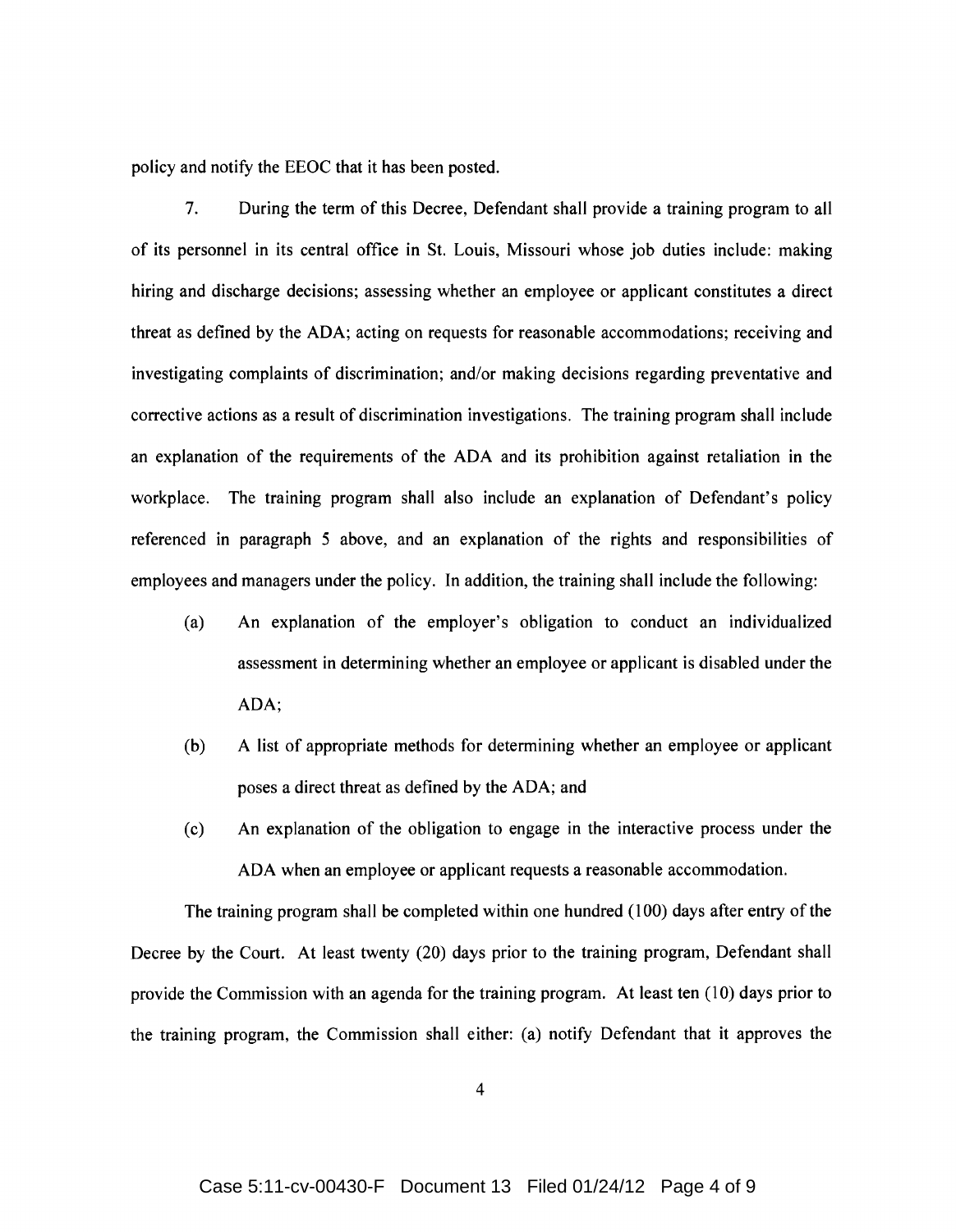policy and notify the EEOC that it has been posted.

7. During the term of this Decree, Defendant shall provide a training program to all of its personnel in its central office in St. Louis, Missouri whose job duties include: making hiring and discharge decisions; assessing whether an employee or applicant constitutes a direct threat as defined by the ADA; acting on requests for reasonable accommodations; receiving and investigating complaints of discrimination; and/or making decisions regarding preventative and corrective actions as a result of discrimination investigations. The training program shall include an explanation of the requirements of the ADA and its prohibition against retaliation in the workplace. The training program shall also include an explanation of Defendant's policy referenced in paragraph 5 above, and an explanation of the rights and responsibilities of employees and managers under the policy. In addition, the training shall include the following:

(a) An explanation of the employer's obligation to conduct an individualized assessment in determining whether an employee or applicant is disabled under the ADA;

(b) A list of appropriate methods for determining whether an employee or applicant poses a direct threat as defined by the ADA; and

(c) An explanation of the obligation to engage in the interactive process under the ADA when an employee or applicant requests a reasonable accommodation.

The training program shall be completed within one hundred (100) days after entry of the Decree by the Court. At least twenty (20) days prior to the training program, Defendant shall provide the Commission with an agenda for the training program. At least ten (10) days prior to the training program, the Commission shall either: (a) notify Defendant that it approves the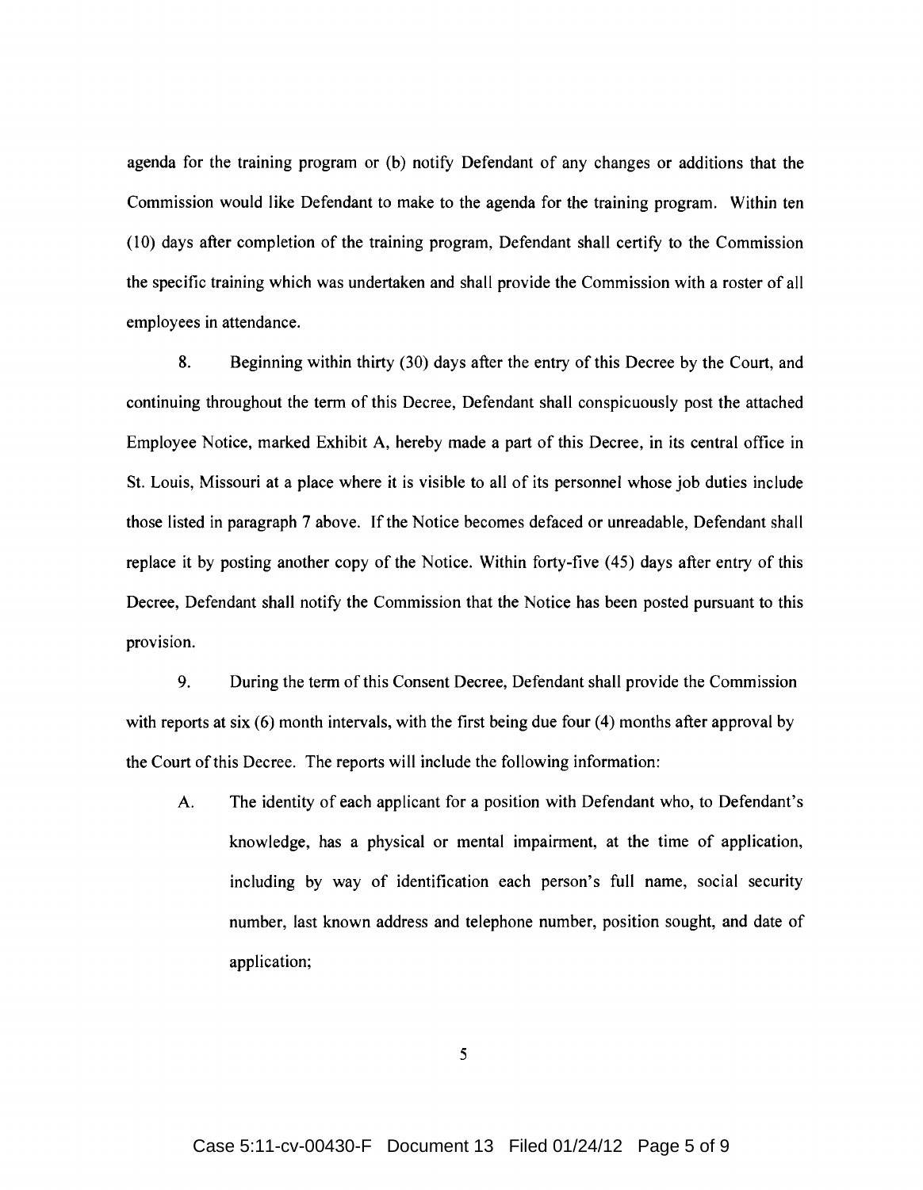agenda for the training program or (b) notify Defendant of any changes or additions that the Commission would like Defendant to make to the agenda for the training program. Within ten (10) days after completion of the training program, Defendant shall certify to the Commission the specific training which was undertaken and shall provide the Commission with a roster of all employees in attendance.

8. Beginning within thirty (30) days after the entry of this Decree by the Court, and continuing throughout the term of this Decree, Defendant shall conspicuously post the attached Employee Notice, marked Exhibit A, hereby made a part of this Decree, in its central office in St. Louis, Missouri at a place where it is visible to all of its personnel whose job duties include those listed in paragraph 7 above. If the Notice becomes defaced or unreadable, Defendant shall replace it by posting another copy of the Notice. Within forty-five (45) days after entry of this Decree, Defendant shall notify the Commission that the Notice has been posted pursuant to this provision.

9. During the term of this Consent Decree, Defendant shall provide the Commission with reports at six (6) month intervals, with the first being due four (4) months after approval by the Court of this Decree. The reports will include the following information:

A. The identity of each applicant for a position with Defendant who, to Defendant's knowledge, has a physical or mental impairment, at the time of application, including by way of identification each person's full name, social security number, last known address and telephone number, position sought, and date of application;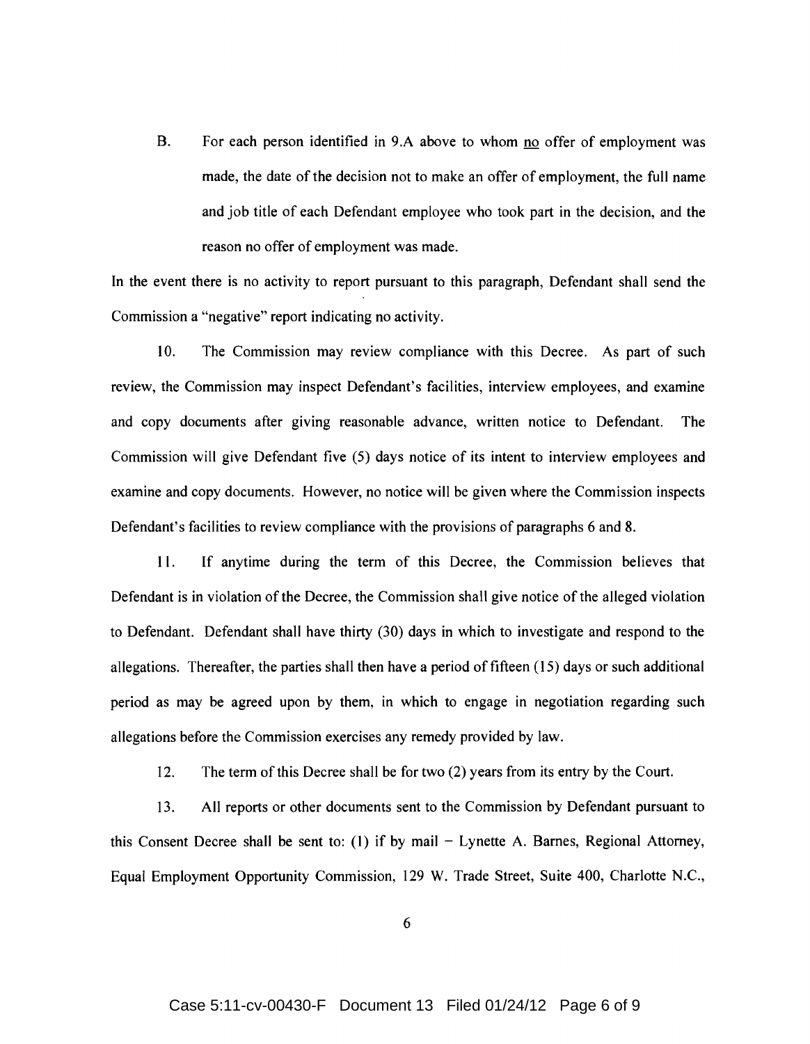B. For each person identified in 9.A above to whom no offer of employment was made, the date of the decision not to make an offer of employment, the full name and job title of each Defendant employee who took part in the decision, and the reason no offer of employment was made.

In the event there is no activity to report pursuant to this paragraph, Defendant shall send the Commission a "negative" report indicating no activity.

10. The Commission may review compliance with this Decree. As part of such review, the Commission may inspect Defendant's facilities, interview employees, and examine and copy documents after giving reasonable advance, written notice to Defendant. The Commission will give Defendant five (5) days notice of its intent to interview employees and examine and copy documents. However, no notice will be given where the Commission inspects Defendant's facilities to review compliance with the provisions of paragraphs 6 and 8.

11. If anytime during the term of this Decree, the Commission believes that Defendant is in violation of the Decree, the Commission shall give notice of the alleged violation to Defendant. Defendant shall have thirty (30) days in which to investigate and respond to the allegations. Thereafter, the parties shall then have a period of fifteen (15) days or such additional period as may be agreed upon by them, in which to engage in negotiation regarding such allegations before the Commission exercises any remedy provided by law.

12. The term of this Decree shall be for two (2) years from its entry by the Court.

13. All reports or other documents sent to the Commission by Defendant pursuant to this Consent Decree shall be sent to: (1) if by mail – Lynette A. Barnes, Regional Attorney, Equal Employment Opportunity Commission, 129 W. Trade Street, Suite 400, Charlotte N.C.,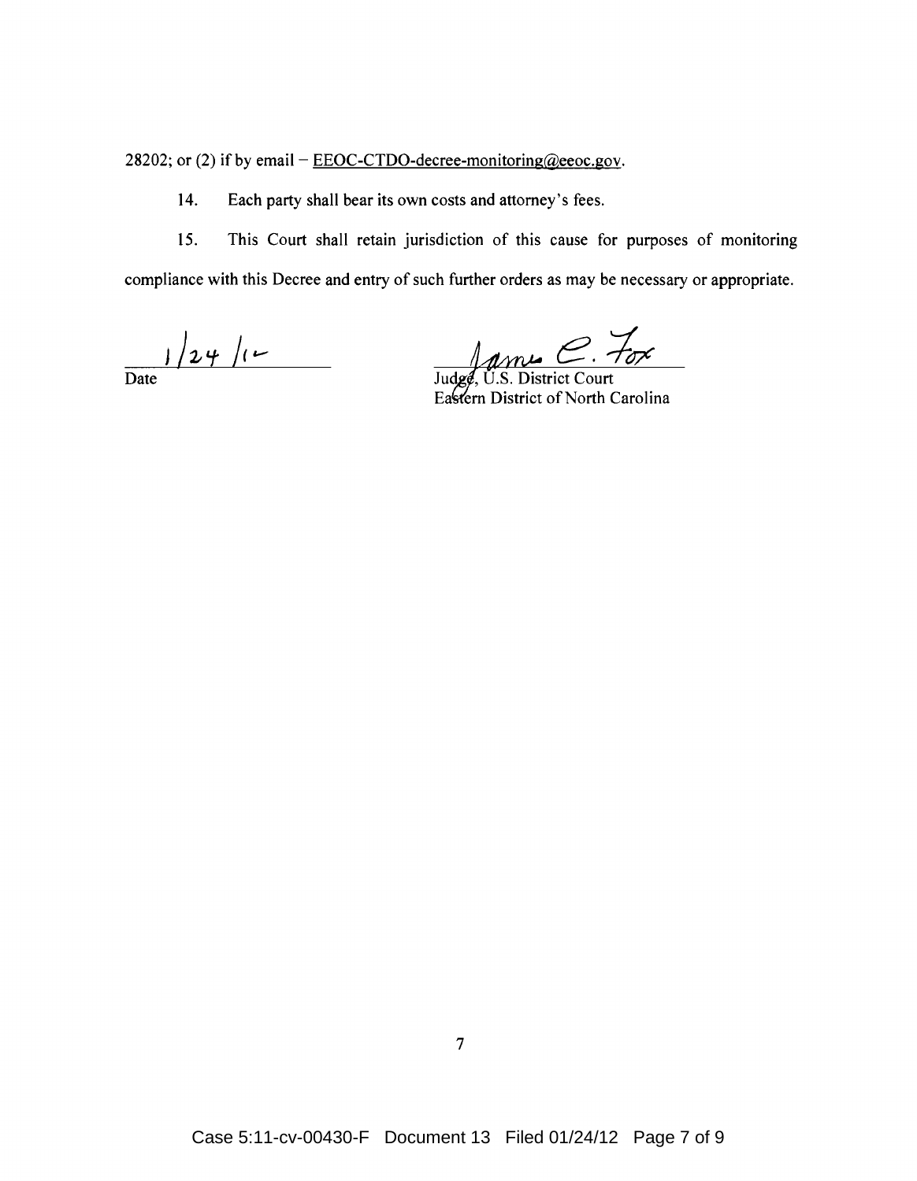28202; or (2) if by email – EEOC-CTDO-decree-monitoring@eeoc.gov.

14. Each party shall bear its own costs and attorney's fees.

15. This Court shall retain jurisdiction of this cause for purposes of monitoring compliance with this Decree and entry of such further orders as may be necessary or appropriate.

1/24/12
Date

James C. Fox
Judge, U.S. District Court
Eastern District of North Carolina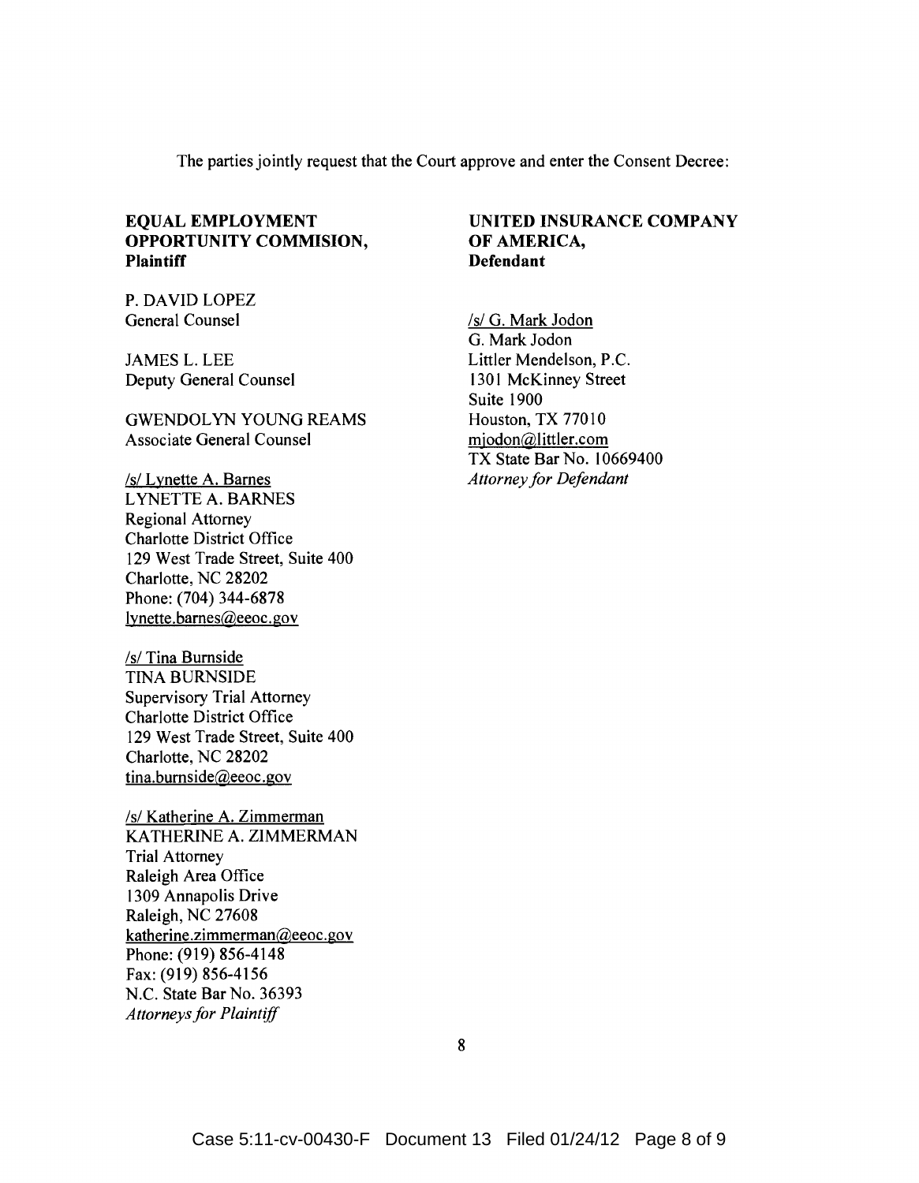The parties jointly request that the Court approve and enter the Consent Decree:

**EQUAL EMPLOYMENT OPPORTUNITY COMMISION, Plaintiff**

P. DAVID LOPEZ
General Counsel

JAMES L. LEE
Deputy General Counsel

GWENDOLYN YOUNG REAMS
Associate General Counsel

/s/ Lynette A. Barnes
LYNETTE A. BARNES
Regional Attorney
Charlotte District Office
129 West Trade Street, Suite 400
Charlotte, NC 28202
Phone: (704) 344-6878
lynette.barnes@eeoc.gov

/s/ Tina Burnside
TINA BURNSIDE
Supervisory Trial Attorney
Charlotte District Office
129 West Trade Street, Suite 400
Charlotte, NC 28202
tina.burnside@eeoc.gov

/s/ Katherine A. Zimmerman
KATHERINE A. ZIMMERMAN
Trial Attorney
Raleigh Area Office
1309 Annapolis Drive
Raleigh, NC 27608
katherine.zimmerman@eeoc.gov
Phone: (919) 856-4148
Fax: (919) 856-4156
N.C. State Bar No. 36393
*Attorneys for Plaintiff*

**UNITED INSURANCE COMPANY OF AMERICA, Defendant**

/s/ G. Mark Jodon
G. Mark Jodon
Littler Mendelson, P.C.
1301 McKinney Street
Suite 1900
Houston, TX 77010
mjodon@littler.com
TX State Bar No. 10669400
*Attorney for Defendant*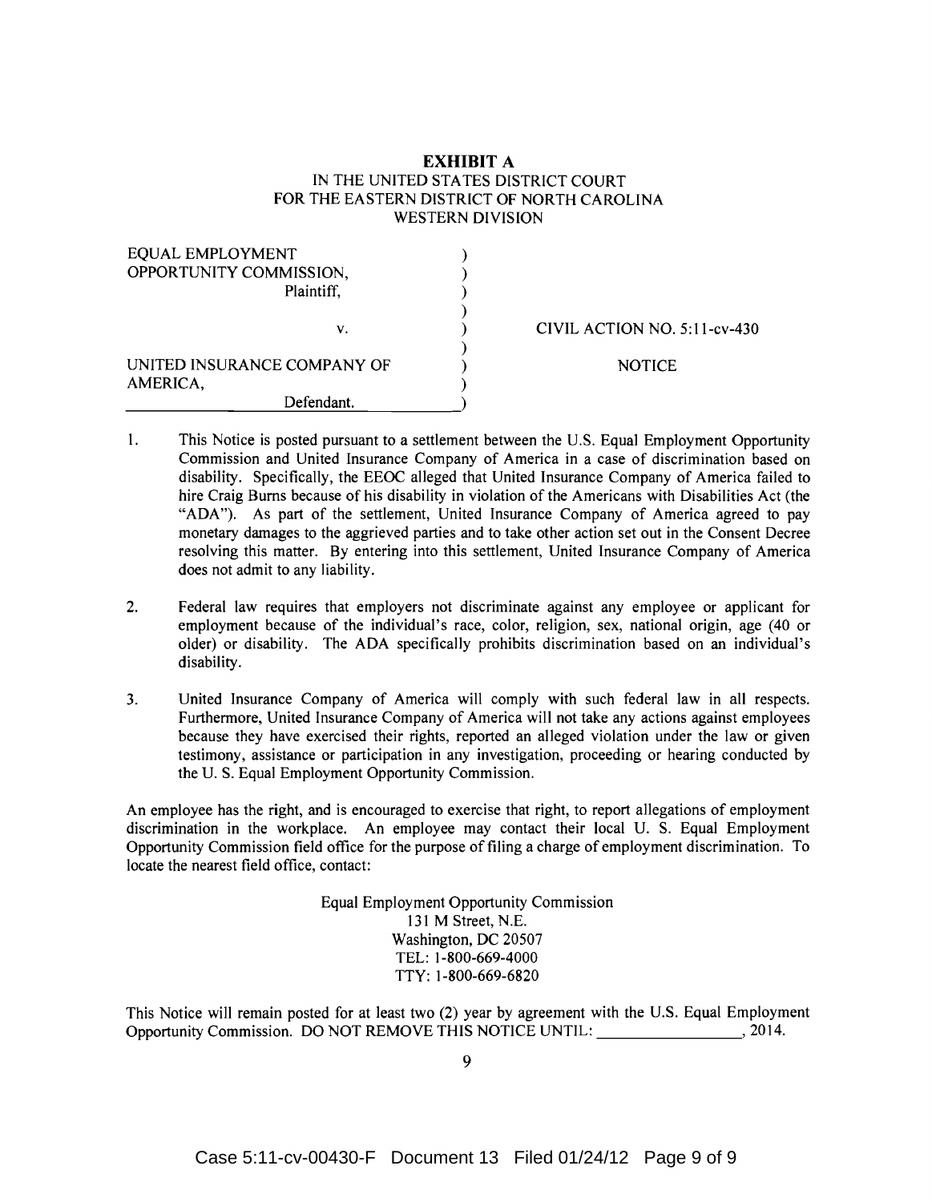**EXHIBIT A**

IN THE UNITED STATES DISTRICT COURT
FOR THE EASTERN DISTRICT OF NORTH CAROLINA
WESTERN DIVISION

| | | |
|---|---|---|
| EQUAL EMPLOYMENT OPPORTUNITY COMMISSION, Plaintiff, | ) | |
| v. | ) | CIVIL ACTION NO. 5:11-cv-430 |
| UNITED INSURANCE COMPANY OF AMERICA, Defendant. | ) | NOTICE |

1. This Notice is posted pursuant to a settlement between the U.S. Equal Employment Opportunity Commission and United Insurance Company of America in a case of discrimination based on disability. Specifically, the EEOC alleged that United Insurance Company of America failed to hire Craig Burns because of his disability in violation of the Americans with Disabilities Act (the "ADA"). As part of the settlement, United Insurance Company of America agreed to pay monetary damages to the aggrieved parties and to take other action set out in the Consent Decree resolving this matter. By entering into this settlement, United Insurance Company of America does not admit to any liability.

2. Federal law requires that employers not discriminate against any employee or applicant for employment because of the individual's race, color, religion, sex, national origin, age (40 or older) or disability. The ADA specifically prohibits discrimination based on an individual's disability.

3. United Insurance Company of America will comply with such federal law in all respects. Furthermore, United Insurance Company of America will not take any actions against employees because they have exercised their rights, reported an alleged violation under the law or given testimony, assistance or participation in any investigation, proceeding or hearing conducted by the U. S. Equal Employment Opportunity Commission.

An employee has the right, and is encouraged to exercise that right, to report allegations of employment discrimination in the workplace. An employee may contact their local U. S. Equal Employment Opportunity Commission field office for the purpose of filing a charge of employment discrimination. To locate the nearest field office, contact:

Equal Employment Opportunity Commission
131 M Street, N.E.
Washington, DC 20507
TEL: 1-800-669-4000
TTY: 1-800-669-6820

This Notice will remain posted for at least two (2) year by agreement with the U.S. Equal Employment Opportunity Commission. DO NOT REMOVE THIS NOTICE UNTIL: _________________, 2014.